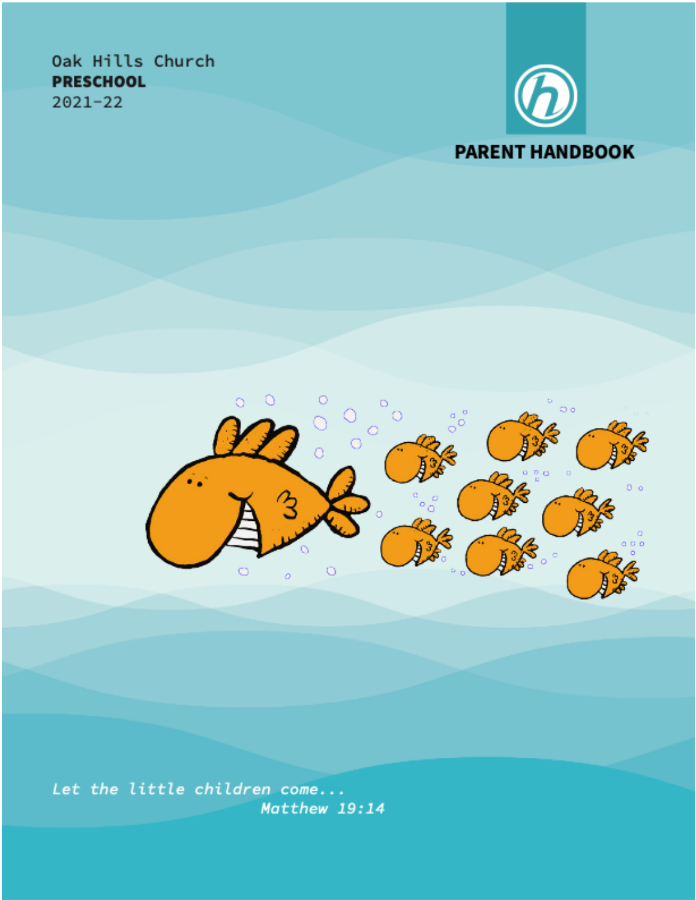Oak Hills Church
**PRESCHOOL**
2021-22

# PARENT HANDBOOK

*Let the little children come...*
*Matthew 19:14*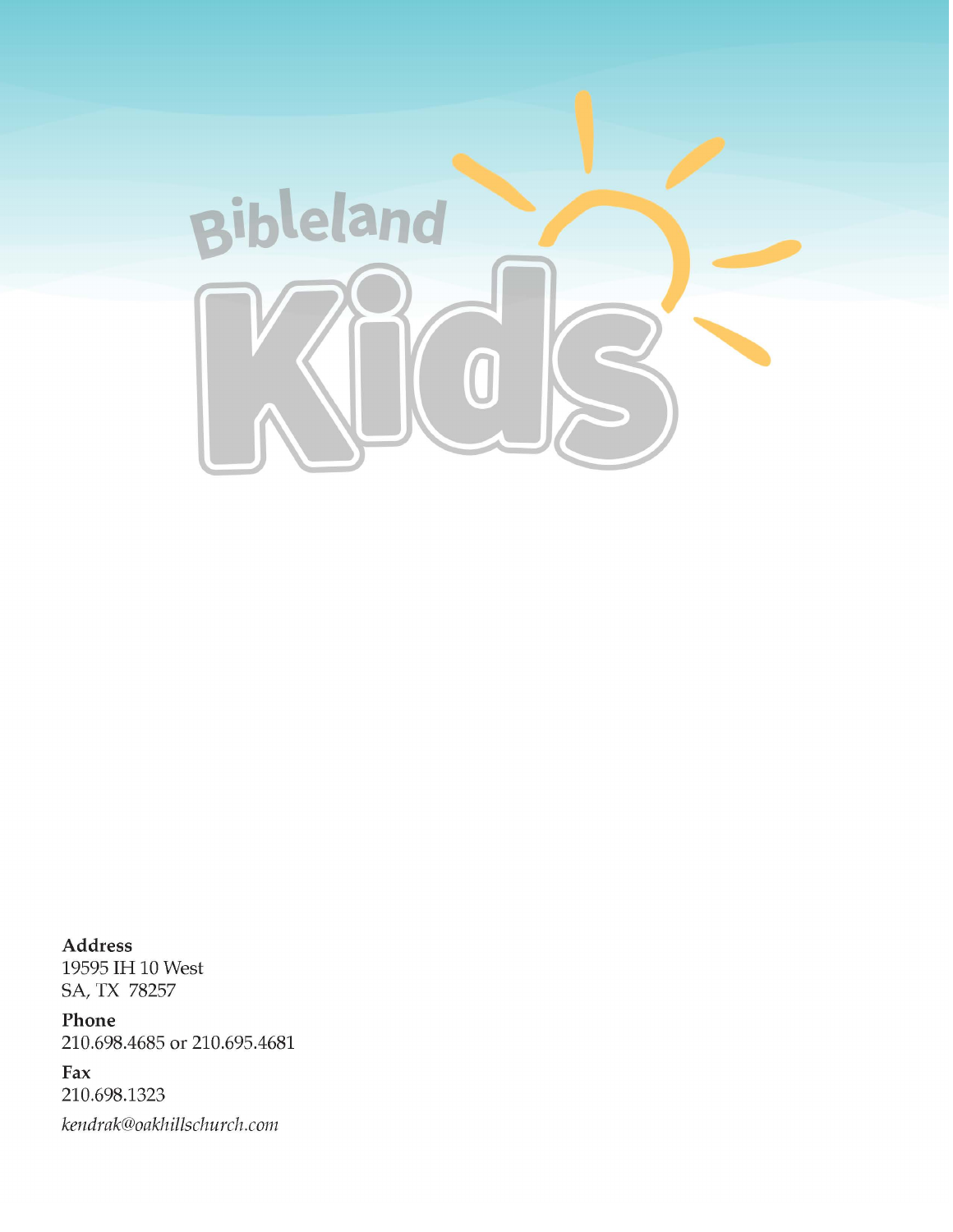Bibleland

Kids

**Address**
19595 IH 10 West
SA, TX 78257

**Phone**
210.698.4685 or 210.695.4681

**Fax**
210.698.1323

*kendrak@oakhillschurch.com*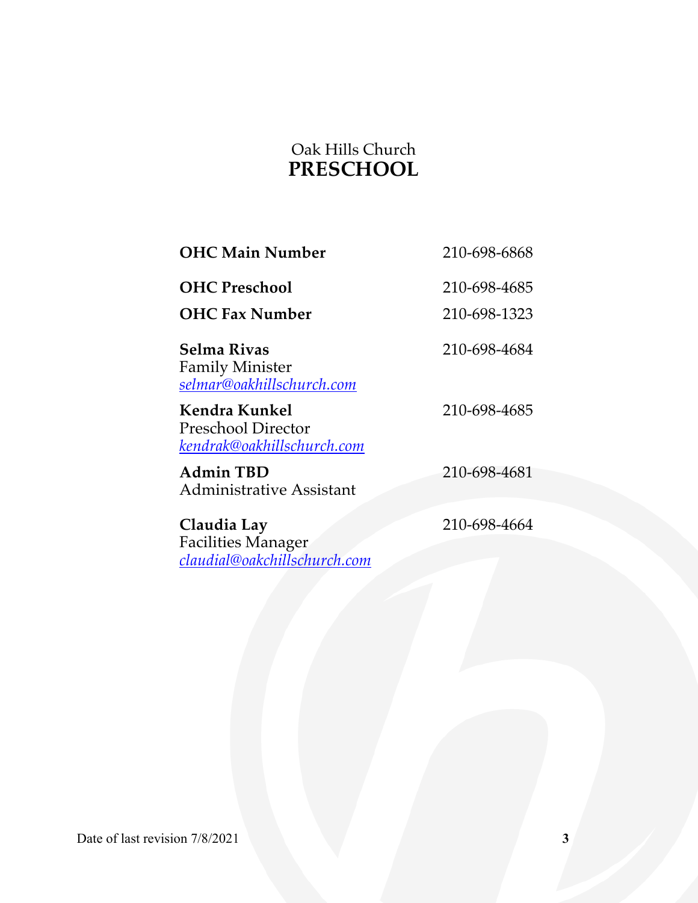Oak Hills Church

# PRESCHOOL

| | |
|---|---|
| **OHC Main Number** | 210-698-6868 |
| **OHC Preschool** | 210-698-4685 |
| **OHC Fax Number** | 210-698-1323 |
| **Selma Rivas**<br>Family Minister<br>*selmar@oakhillschurch.com* | 210-698-4684 |
| **Kendra Kunkel**<br>Preschool Director<br>*kendrak@oakhillschurch.com* | 210-698-4685 |
| **Admin TBD**<br>Administrative Assistant | 210-698-4681 |
| **Claudia Lay**<br>Facilities Manager<br>*claudial@oakchillschurch.com* | 210-698-4664 |

Date of last revision 7/8/2021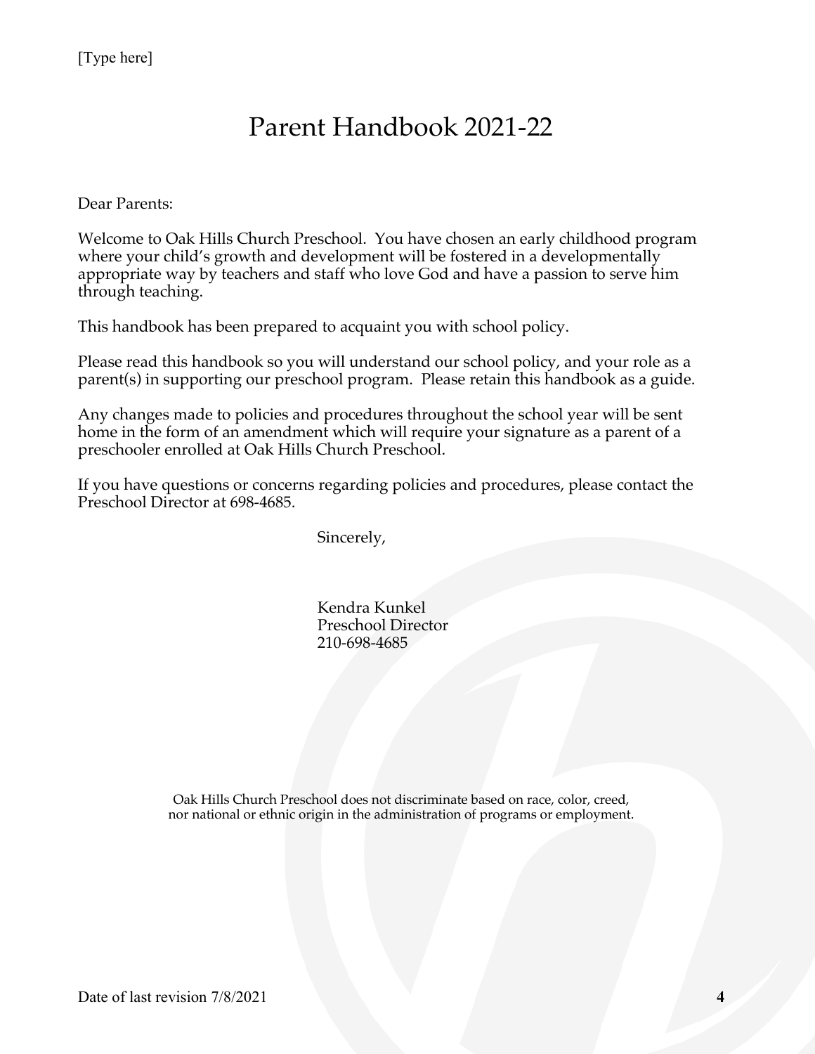# Parent Handbook 2021-22

Dear Parents:

Welcome to Oak Hills Church Preschool. You have chosen an early childhood program where your child's growth and development will be fostered in a developmentally appropriate way by teachers and staff who love God and have a passion to serve him through teaching.

This handbook has been prepared to acquaint you with school policy.

Please read this handbook so you will understand our school policy, and your role as a parent(s) in supporting our preschool program. Please retain this handbook as a guide.

Any changes made to policies and procedures throughout the school year will be sent home in the form of an amendment which will require your signature as a parent of a preschooler enrolled at Oak Hills Church Preschool.

If you have questions or concerns regarding policies and procedures, please contact the Preschool Director at 698-4685.

Sincerely,

Kendra Kunkel
Preschool Director
210-698-4685

Oak Hills Church Preschool does not discriminate based on race, color, creed, nor national or ethnic origin in the administration of programs or employment.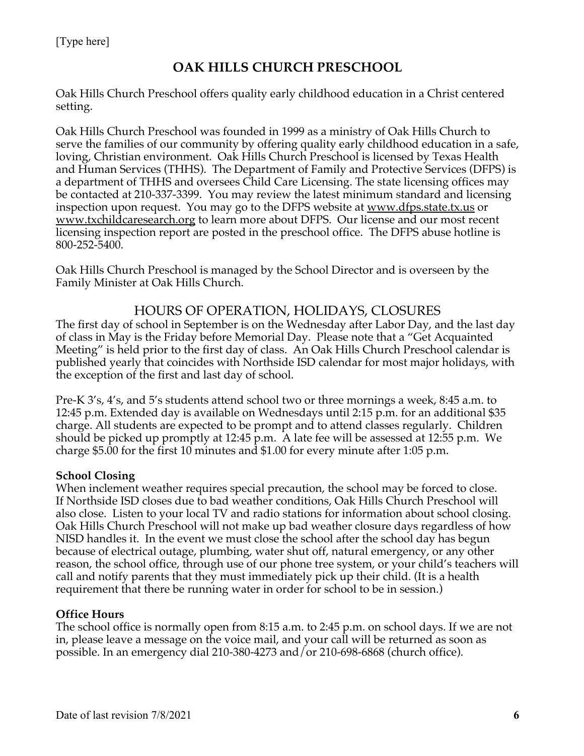# OAK HILLS CHURCH PRESCHOOL

Oak Hills Church Preschool offers quality early childhood education in a Christ centered setting.

Oak Hills Church Preschool was founded in 1999 as a ministry of Oak Hills Church to serve the families of our community by offering quality early childhood education in a safe, loving, Christian environment. Oak Hills Church Preschool is licensed by Texas Health and Human Services (THHS). The Department of Family and Protective Services (DFPS) is a department of THHS and oversees Child Care Licensing. The state licensing offices may be contacted at 210-337-3399. You may review the latest minimum standard and licensing inspection upon request. You may go to the DFPS website at www.dfps.state.tx.us or www.txchildcaresearch.org to learn more about DFPS. Our license and our most recent licensing inspection report are posted in the preschool office. The DFPS abuse hotline is 800-252-5400.

Oak Hills Church Preschool is managed by the School Director and is overseen by the Family Minister at Oak Hills Church.

## HOURS OF OPERATION, HOLIDAYS, CLOSURES

The first day of school in September is on the Wednesday after Labor Day, and the last day of class in May is the Friday before Memorial Day. Please note that a "Get Acquainted Meeting" is held prior to the first day of class. An Oak Hills Church Preschool calendar is published yearly that coincides with Northside ISD calendar for most major holidays, with the exception of the first and last day of school.

Pre-K 3's, 4's, and 5's students attend school two or three mornings a week, 8:45 a.m. to 12:45 p.m. Extended day is available on Wednesdays until 2:15 p.m. for an additional $35 charge. All students are expected to be prompt and to attend classes regularly. Children should be picked up promptly at 12:45 p.m. A late fee will be assessed at 12:55 p.m. We charge $5.00 for the first 10 minutes and $1.00 for every minute after 1:05 p.m.

**School Closing**

When inclement weather requires special precaution, the school may be forced to close. If Northside ISD closes due to bad weather conditions, Oak Hills Church Preschool will also close. Listen to your local TV and radio stations for information about school closing. Oak Hills Church Preschool will not make up bad weather closure days regardless of how NISD handles it. In the event we must close the school after the school day has begun because of electrical outage, plumbing, water shut off, natural emergency, or any other reason, the school office, through use of our phone tree system, or your child's teachers will call and notify parents that they must immediately pick up their child. (It is a health requirement that there be running water in order for school to be in session.)

**Office Hours**

The school office is normally open from 8:15 a.m. to 2:45 p.m. on school days. If we are not in, please leave a message on the voice mail, and your call will be returned as soon as possible. In an emergency dial 210-380-4273 and/or 210-698-6868 (church office).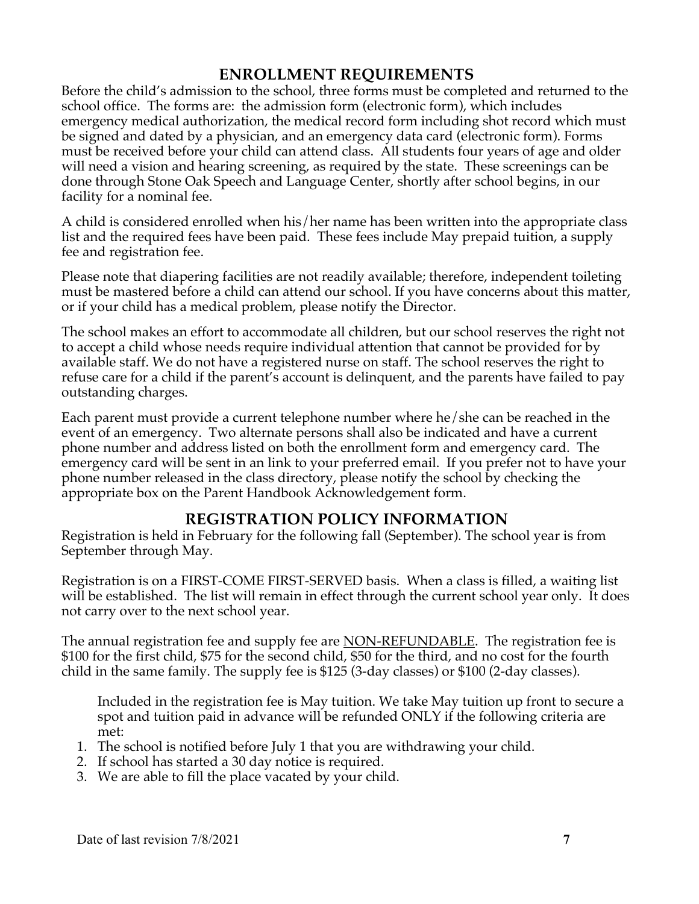## ENROLLMENT REQUIREMENTS

Before the child's admission to the school, three forms must be completed and returned to the school office. The forms are: the admission form (electronic form), which includes emergency medical authorization, the medical record form including shot record which must be signed and dated by a physician, and an emergency data card (electronic form). Forms must be received before your child can attend class. All students four years of age and older will need a vision and hearing screening, as required by the state. These screenings can be done through Stone Oak Speech and Language Center, shortly after school begins, in our facility for a nominal fee.

A child is considered enrolled when his/her name has been written into the appropriate class list and the required fees have been paid. These fees include May prepaid tuition, a supply fee and registration fee.

Please note that diapering facilities are not readily available; therefore, independent toileting must be mastered before a child can attend our school. If you have concerns about this matter, or if your child has a medical problem, please notify the Director.

The school makes an effort to accommodate all children, but our school reserves the right not to accept a child whose needs require individual attention that cannot be provided for by available staff. We do not have a registered nurse on staff. The school reserves the right to refuse care for a child if the parent's account is delinquent, and the parents have failed to pay outstanding charges.

Each parent must provide a current telephone number where he/she can be reached in the event of an emergency. Two alternate persons shall also be indicated and have a current phone number and address listed on both the enrollment form and emergency card. The emergency card will be sent in an link to your preferred email. If you prefer not to have your phone number released in the class directory, please notify the school by checking the appropriate box on the Parent Handbook Acknowledgement form.

## REGISTRATION POLICY INFORMATION

Registration is held in February for the following fall (September). The school year is from September through May.

Registration is on a FIRST-COME FIRST-SERVED basis. When a class is filled, a waiting list will be established. The list will remain in effect through the current school year only. It does not carry over to the next school year.

The annual registration fee and supply fee are NON-REFUNDABLE. The registration fee is \$100 for the first child, \$75 for the second child, \$50 for the third, and no cost for the fourth child in the same family. The supply fee is \$125 (3-day classes) or \$100 (2-day classes).

Included in the registration fee is May tuition. We take May tuition up front to secure a spot and tuition paid in advance will be refunded ONLY if the following criteria are met:

1. The school is notified before July 1 that you are withdrawing your child.
2. If school has started a 30 day notice is required.
3. We are able to fill the place vacated by your child.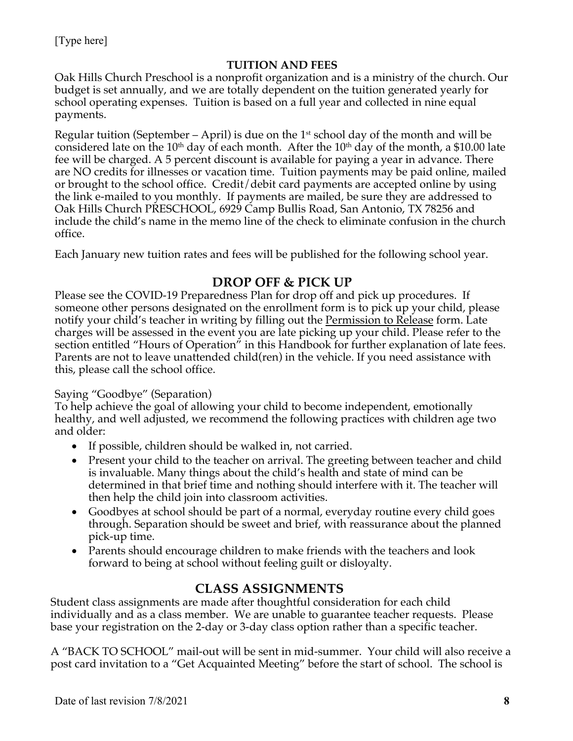## TUITION AND FEES

Oak Hills Church Preschool is a nonprofit organization and is a ministry of the church. Our budget is set annually, and we are totally dependent on the tuition generated yearly for school operating expenses. Tuition is based on a full year and collected in nine equal payments.

Regular tuition (September – April) is due on the 1st school day of the month and will be considered late on the 10th day of each month. After the 10th day of the month, a $10.00 late fee will be charged. A 5 percent discount is available for paying a year in advance. There are NO credits for illnesses or vacation time. Tuition payments may be paid online, mailed or brought to the school office. Credit/debit card payments are accepted online by using the link e-mailed to you monthly. If payments are mailed, be sure they are addressed to Oak Hills Church PRESCHOOL, 6929 Camp Bullis Road, San Antonio, TX 78256 and include the child's name in the memo line of the check to eliminate confusion in the church office.

Each January new tuition rates and fees will be published for the following school year.

## DROP OFF & PICK UP

Please see the COVID-19 Preparedness Plan for drop off and pick up procedures. If someone other persons designated on the enrollment form is to pick up your child, please notify your child's teacher in writing by filling out the Permission to Release form. Late charges will be assessed in the event you are late picking up your child. Please refer to the section entitled "Hours of Operation" in this Handbook for further explanation of late fees. Parents are not to leave unattended child(ren) in the vehicle. If you need assistance with this, please call the school office.

Saying "Goodbye" (Separation)

To help achieve the goal of allowing your child to become independent, emotionally healthy, and well adjusted, we recommend the following practices with children age two and older:

- If possible, children should be walked in, not carried.
- Present your child to the teacher on arrival. The greeting between teacher and child is invaluable. Many things about the child's health and state of mind can be determined in that brief time and nothing should interfere with it. The teacher will then help the child join into classroom activities.
- Goodbyes at school should be part of a normal, everyday routine every child goes through. Separation should be sweet and brief, with reassurance about the planned pick-up time.
- Parents should encourage children to make friends with the teachers and look forward to being at school without feeling guilt or disloyalty.

## CLASS ASSIGNMENTS

Student class assignments are made after thoughtful consideration for each child individually and as a class member. We are unable to guarantee teacher requests. Please base your registration on the 2-day or 3-day class option rather than a specific teacher.

A "BACK TO SCHOOL" mail-out will be sent in mid-summer. Your child will also receive a post card invitation to a "Get Acquainted Meeting" before the start of school. The school is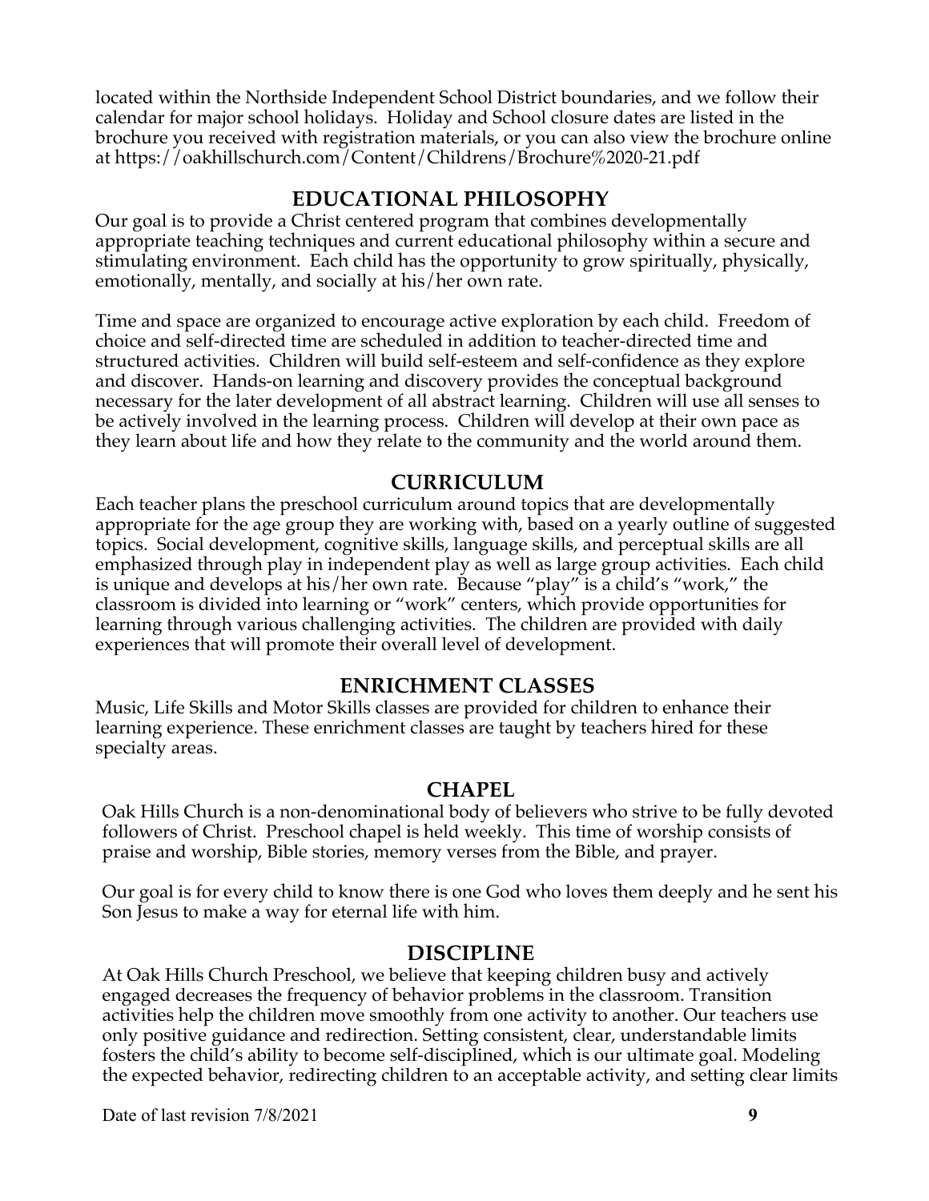located within the Northside Independent School District boundaries, and we follow their calendar for major school holidays. Holiday and School closure dates are listed in the brochure you received with registration materials, or you can also view the brochure online at https://oakhillschurch.com/Content/Childrens/Brochure%2020-21.pdf

## EDUCATIONAL PHILOSOPHY

Our goal is to provide a Christ centered program that combines developmentally appropriate teaching techniques and current educational philosophy within a secure and stimulating environment. Each child has the opportunity to grow spiritually, physically, emotionally, mentally, and socially at his/her own rate.

Time and space are organized to encourage active exploration by each child. Freedom of choice and self-directed time are scheduled in addition to teacher-directed time and structured activities. Children will build self-esteem and self-confidence as they explore and discover. Hands-on learning and discovery provides the conceptual background necessary for the later development of all abstract learning. Children will use all senses to be actively involved in the learning process. Children will develop at their own pace as they learn about life and how they relate to the community and the world around them.

## CURRICULUM

Each teacher plans the preschool curriculum around topics that are developmentally appropriate for the age group they are working with, based on a yearly outline of suggested topics. Social development, cognitive skills, language skills, and perceptual skills are all emphasized through play in independent play as well as large group activities. Each child is unique and develops at his/her own rate. Because "play" is a child's "work," the classroom is divided into learning or "work" centers, which provide opportunities for learning through various challenging activities. The children are provided with daily experiences that will promote their overall level of development.

## ENRICHMENT CLASSES

Music, Life Skills and Motor Skills classes are provided for children to enhance their learning experience. These enrichment classes are taught by teachers hired for these specialty areas.

## CHAPEL

Oak Hills Church is a non-denominational body of believers who strive to be fully devoted followers of Christ. Preschool chapel is held weekly. This time of worship consists of praise and worship, Bible stories, memory verses from the Bible, and prayer.

Our goal is for every child to know there is one God who loves them deeply and he sent his Son Jesus to make a way for eternal life with him.

## DISCIPLINE

At Oak Hills Church Preschool, we believe that keeping children busy and actively engaged decreases the frequency of behavior problems in the classroom. Transition activities help the children move smoothly from one activity to another. Our teachers use only positive guidance and redirection. Setting consistent, clear, understandable limits fosters the child's ability to become self-disciplined, which is our ultimate goal. Modeling the expected behavior, redirecting children to an acceptable activity, and setting clear limits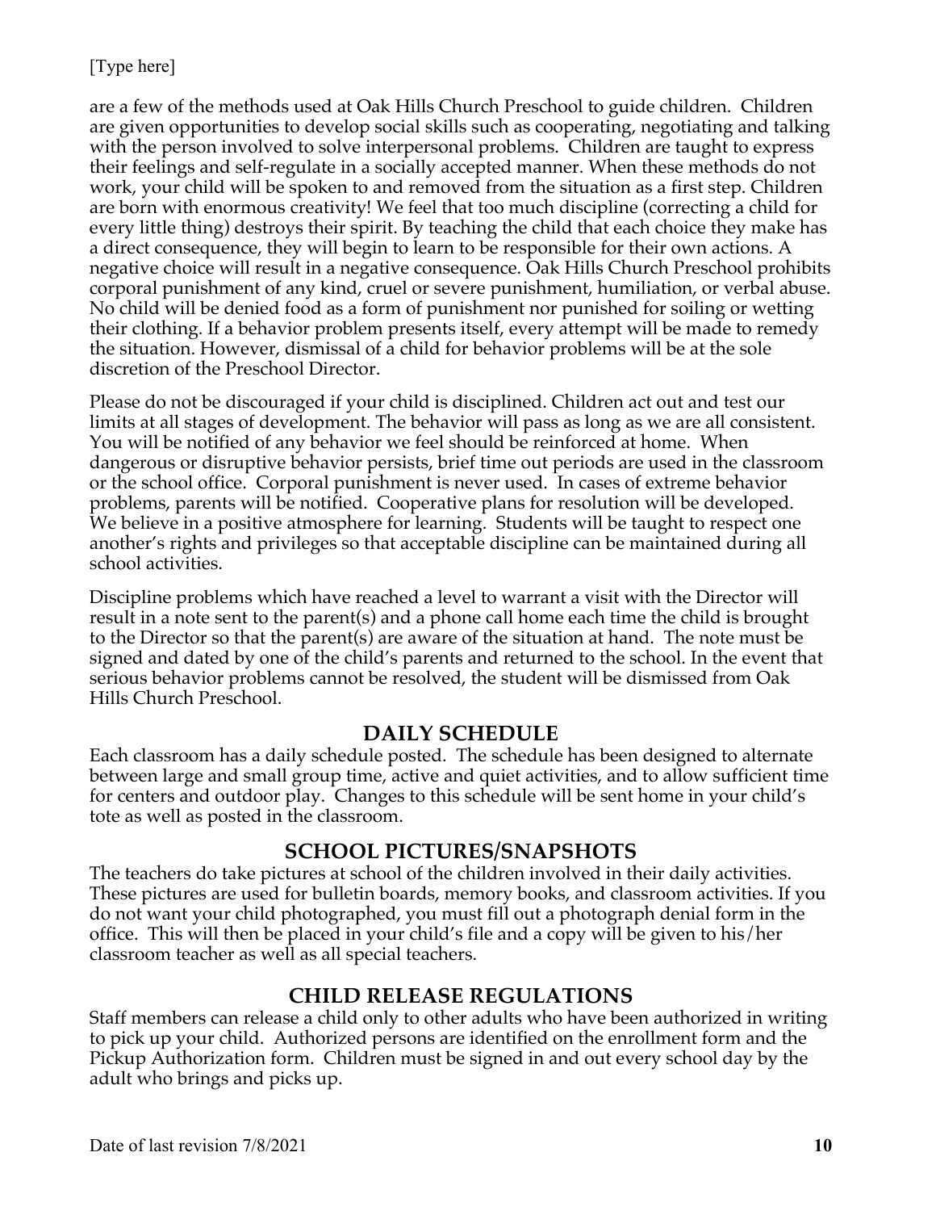are a few of the methods used at Oak Hills Church Preschool to guide children. Children are given opportunities to develop social skills such as cooperating, negotiating and talking with the person involved to solve interpersonal problems. Children are taught to express their feelings and self-regulate in a socially accepted manner. When these methods do not work, your child will be spoken to and removed from the situation as a first step. Children are born with enormous creativity! We feel that too much discipline (correcting a child for every little thing) destroys their spirit. By teaching the child that each choice they make has a direct consequence, they will begin to learn to be responsible for their own actions. A negative choice will result in a negative consequence. Oak Hills Church Preschool prohibits corporal punishment of any kind, cruel or severe punishment, humiliation, or verbal abuse. No child will be denied food as a form of punishment nor punished for soiling or wetting their clothing. If a behavior problem presents itself, every attempt will be made to remedy the situation. However, dismissal of a child for behavior problems will be at the sole discretion of the Preschool Director.

Please do not be discouraged if your child is disciplined. Children act out and test our limits at all stages of development. The behavior will pass as long as we are all consistent. You will be notified of any behavior we feel should be reinforced at home. When dangerous or disruptive behavior persists, brief time out periods are used in the classroom or the school office. Corporal punishment is never used. In cases of extreme behavior problems, parents will be notified. Cooperative plans for resolution will be developed. We believe in a positive atmosphere for learning. Students will be taught to respect one another's rights and privileges so that acceptable discipline can be maintained during all school activities.

Discipline problems which have reached a level to warrant a visit with the Director will result in a note sent to the parent(s) and a phone call home each time the child is brought to the Director so that the parent(s) are aware of the situation at hand. The note must be signed and dated by one of the child's parents and returned to the school. In the event that serious behavior problems cannot be resolved, the student will be dismissed from Oak Hills Church Preschool.

## DAILY SCHEDULE

Each classroom has a daily schedule posted. The schedule has been designed to alternate between large and small group time, active and quiet activities, and to allow sufficient time for centers and outdoor play. Changes to this schedule will be sent home in your child's tote as well as posted in the classroom.

## SCHOOL PICTURES/SNAPSHOTS

The teachers do take pictures at school of the children involved in their daily activities. These pictures are used for bulletin boards, memory books, and classroom activities. If you do not want your child photographed, you must fill out a photograph denial form in the office. This will then be placed in your child's file and a copy will be given to his/her classroom teacher as well as all special teachers.

## CHILD RELEASE REGULATIONS

Staff members can release a child only to other adults who have been authorized in writing to pick up your child. Authorized persons are identified on the enrollment form and the Pickup Authorization form. Children must be signed in and out every school day by the adult who brings and picks up.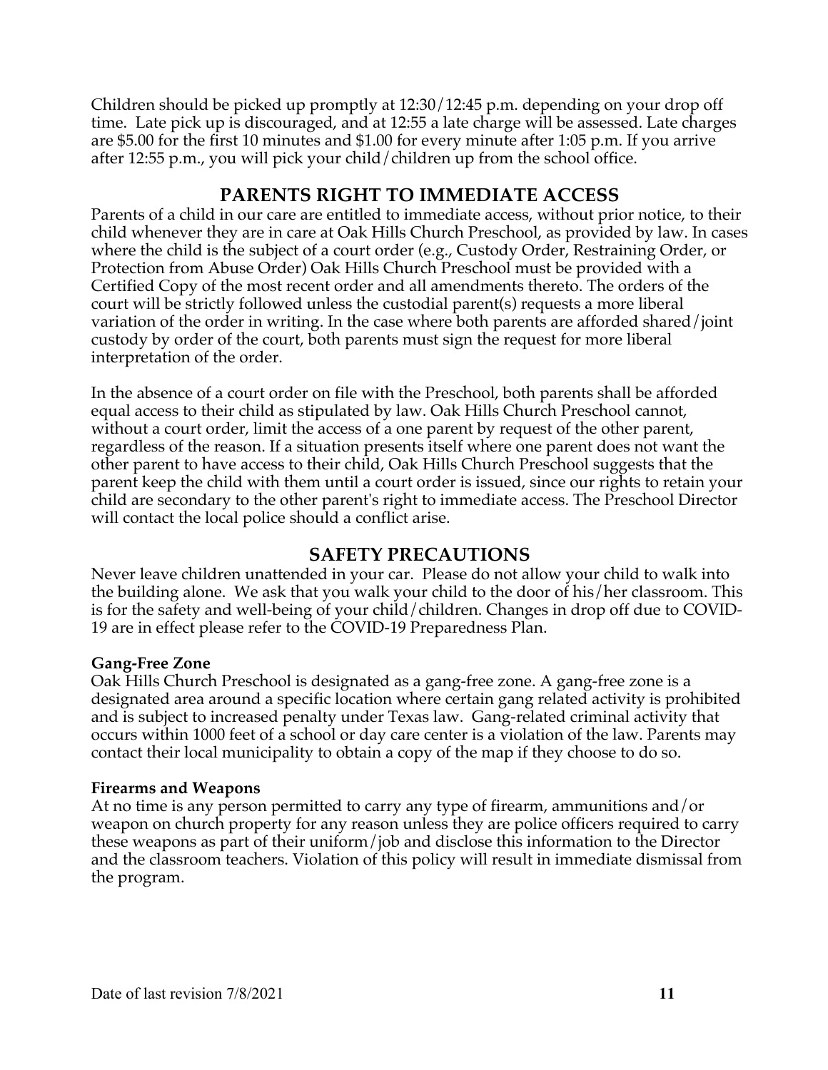Children should be picked up promptly at 12:30/12:45 p.m. depending on your drop off time. Late pick up is discouraged, and at 12:55 a late charge will be assessed. Late charges are $5.00 for the first 10 minutes and $1.00 for every minute after 1:05 p.m. If you arrive after 12:55 p.m., you will pick your child/children up from the school office.

## PARENTS RIGHT TO IMMEDIATE ACCESS

Parents of a child in our care are entitled to immediate access, without prior notice, to their child whenever they are in care at Oak Hills Church Preschool, as provided by law. In cases where the child is the subject of a court order (e.g., Custody Order, Restraining Order, or Protection from Abuse Order) Oak Hills Church Preschool must be provided with a Certified Copy of the most recent order and all amendments thereto. The orders of the court will be strictly followed unless the custodial parent(s) requests a more liberal variation of the order in writing. In the case where both parents are afforded shared/joint custody by order of the court, both parents must sign the request for more liberal interpretation of the order.

In the absence of a court order on file with the Preschool, both parents shall be afforded equal access to their child as stipulated by law. Oak Hills Church Preschool cannot, without a court order, limit the access of a one parent by request of the other parent, regardless of the reason. If a situation presents itself where one parent does not want the other parent to have access to their child, Oak Hills Church Preschool suggests that the parent keep the child with them until a court order is issued, since our rights to retain your child are secondary to the other parent's right to immediate access. The Preschool Director will contact the local police should a conflict arise.

## SAFETY PRECAUTIONS

Never leave children unattended in your car. Please do not allow your child to walk into the building alone. We ask that you walk your child to the door of his/her classroom. This is for the safety and well-being of your child/children. Changes in drop off due to COVID-19 are in effect please refer to the COVID-19 Preparedness Plan.

**Gang-Free Zone**

Oak Hills Church Preschool is designated as a gang-free zone. A gang-free zone is a designated area around a specific location where certain gang related activity is prohibited and is subject to increased penalty under Texas law. Gang-related criminal activity that occurs within 1000 feet of a school or day care center is a violation of the law. Parents may contact their local municipality to obtain a copy of the map if they choose to do so.

**Firearms and Weapons**

At no time is any person permitted to carry any type of firearm, ammunitions and/or weapon on church property for any reason unless they are police officers required to carry these weapons as part of their uniform/job and disclose this information to the Director and the classroom teachers. Violation of this policy will result in immediate dismissal from the program.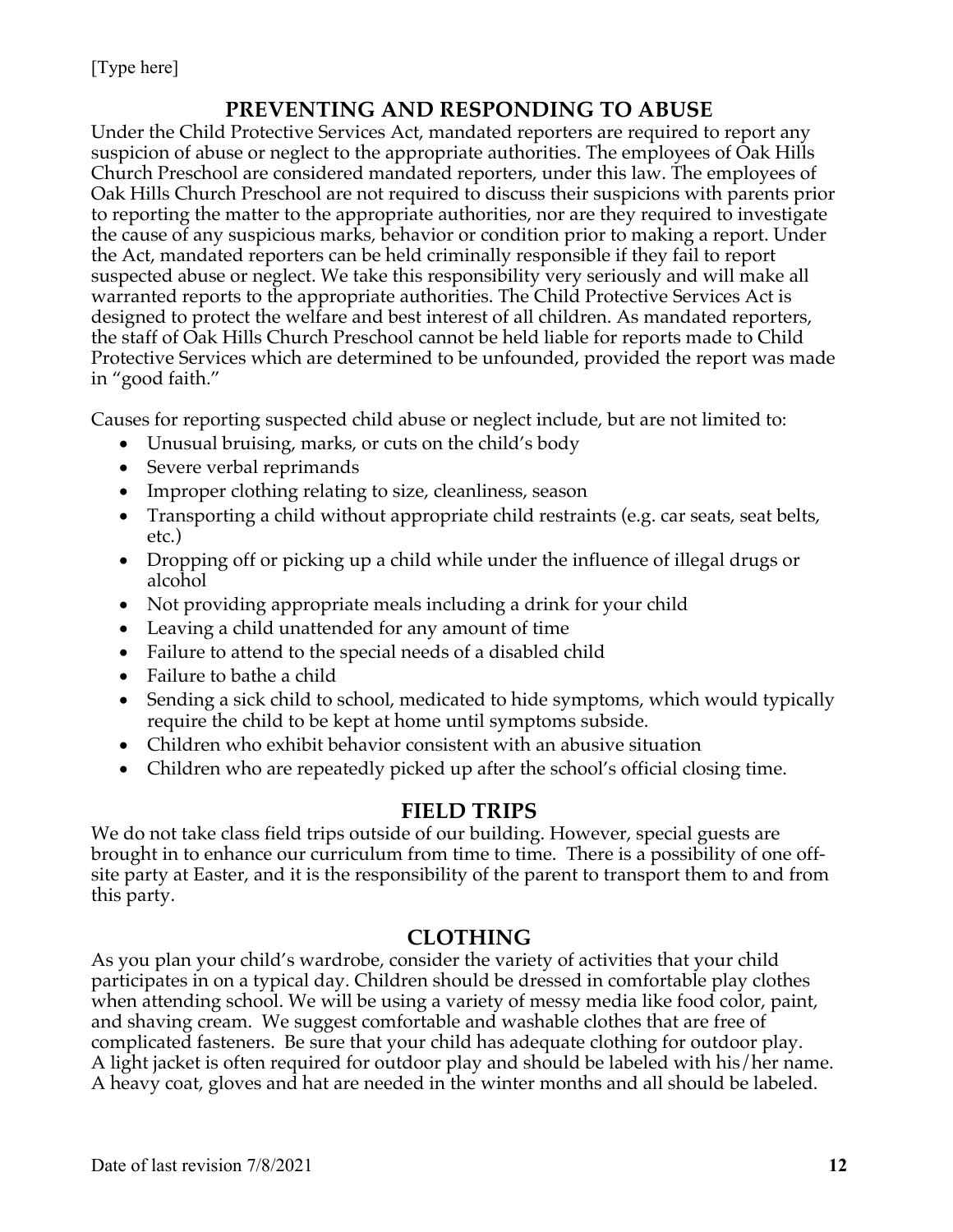## PREVENTING AND RESPONDING TO ABUSE

Under the Child Protective Services Act, mandated reporters are required to report any suspicion of abuse or neglect to the appropriate authorities. The employees of Oak Hills Church Preschool are considered mandated reporters, under this law. The employees of Oak Hills Church Preschool are not required to discuss their suspicions with parents prior to reporting the matter to the appropriate authorities, nor are they required to investigate the cause of any suspicious marks, behavior or condition prior to making a report. Under the Act, mandated reporters can be held criminally responsible if they fail to report suspected abuse or neglect. We take this responsibility very seriously and will make all warranted reports to the appropriate authorities. The Child Protective Services Act is designed to protect the welfare and best interest of all children. As mandated reporters, the staff of Oak Hills Church Preschool cannot be held liable for reports made to Child Protective Services which are determined to be unfounded, provided the report was made in "good faith."

Causes for reporting suspected child abuse or neglect include, but are not limited to:

- Unusual bruising, marks, or cuts on the child's body
- Severe verbal reprimands
- Improper clothing relating to size, cleanliness, season
- Transporting a child without appropriate child restraints (e.g. car seats, seat belts, etc.)
- Dropping off or picking up a child while under the influence of illegal drugs or alcohol
- Not providing appropriate meals including a drink for your child
- Leaving a child unattended for any amount of time
- Failure to attend to the special needs of a disabled child
- Failure to bathe a child
- Sending a sick child to school, medicated to hide symptoms, which would typically require the child to be kept at home until symptoms subside.
- Children who exhibit behavior consistent with an abusive situation
- Children who are repeatedly picked up after the school's official closing time.

## FIELD TRIPS

We do not take class field trips outside of our building. However, special guests are brought in to enhance our curriculum from time to time. There is a possibility of one off-site party at Easter, and it is the responsibility of the parent to transport them to and from this party.

## CLOTHING

As you plan your child's wardrobe, consider the variety of activities that your child participates in on a typical day. Children should be dressed in comfortable play clothes when attending school. We will be using a variety of messy media like food color, paint, and shaving cream. We suggest comfortable and washable clothes that are free of complicated fasteners. Be sure that your child has adequate clothing for outdoor play. A light jacket is often required for outdoor play and should be labeled with his/her name. A heavy coat, gloves and hat are needed in the winter months and all should be labeled.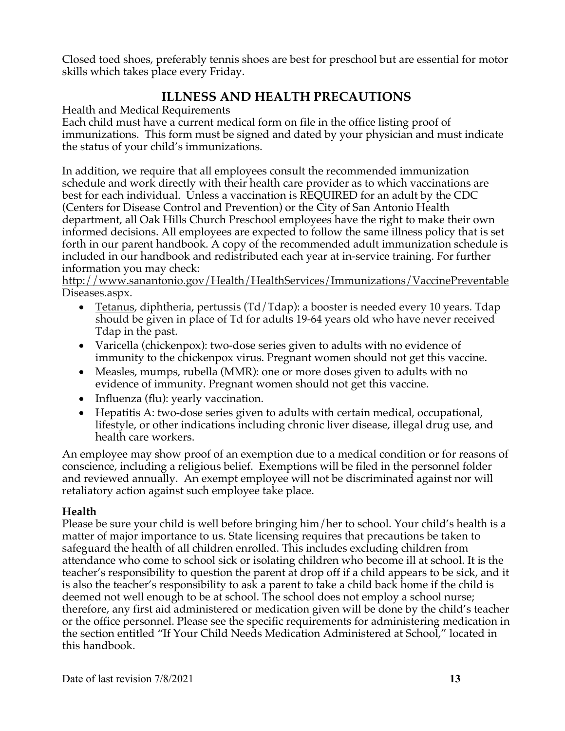Closed toed shoes, preferably tennis shoes are best for preschool but are essential for motor skills which takes place every Friday.

## ILLNESS AND HEALTH PRECAUTIONS

Health and Medical Requirements

Each child must have a current medical form on file in the office listing proof of immunizations. This form must be signed and dated by your physician and must indicate the status of your child's immunizations.

In addition, we require that all employees consult the recommended immunization schedule and work directly with their health care provider as to which vaccinations are best for each individual. Unless a vaccination is REQUIRED for an adult by the CDC (Centers for Disease Control and Prevention) or the City of San Antonio Health department, all Oak Hills Church Preschool employees have the right to make their own informed decisions. All employees are expected to follow the same illness policy that is set forth in our parent handbook. A copy of the recommended adult immunization schedule is included in our handbook and redistributed each year at in-service training. For further information you may check:
http://www.sanantonio.gov/Health/HealthServices/Immunizations/VaccinePreventableDiseases.aspx.

- Tetanus, diphtheria, pertussis (Td/Tdap): a booster is needed every 10 years. Tdap should be given in place of Td for adults 19-64 years old who have never received Tdap in the past.
- Varicella (chickenpox): two-dose series given to adults with no evidence of immunity to the chickenpox virus. Pregnant women should not get this vaccine.
- Measles, mumps, rubella (MMR): one or more doses given to adults with no evidence of immunity. Pregnant women should not get this vaccine.
- Influenza (flu): yearly vaccination.
- Hepatitis A: two-dose series given to adults with certain medical, occupational, lifestyle, or other indications including chronic liver disease, illegal drug use, and health care workers.

An employee may show proof of an exemption due to a medical condition or for reasons of conscience, including a religious belief. Exemptions will be filed in the personnel folder and reviewed annually. An exempt employee will not be discriminated against nor will retaliatory action against such employee take place.

**Health**

Please be sure your child is well before bringing him/her to school. Your child's health is a matter of major importance to us. State licensing requires that precautions be taken to safeguard the health of all children enrolled. This includes excluding children from attendance who come to school sick or isolating children who become ill at school. It is the teacher's responsibility to question the parent at drop off if a child appears to be sick, and it is also the teacher's responsibility to ask a parent to take a child back home if the child is deemed not well enough to be at school. The school does not employ a school nurse; therefore, any first aid administered or medication given will be done by the child's teacher or the office personnel. Please see the specific requirements for administering medication in the section entitled "If Your Child Needs Medication Administered at School," located in this handbook.

Date of last revision 7/8/2021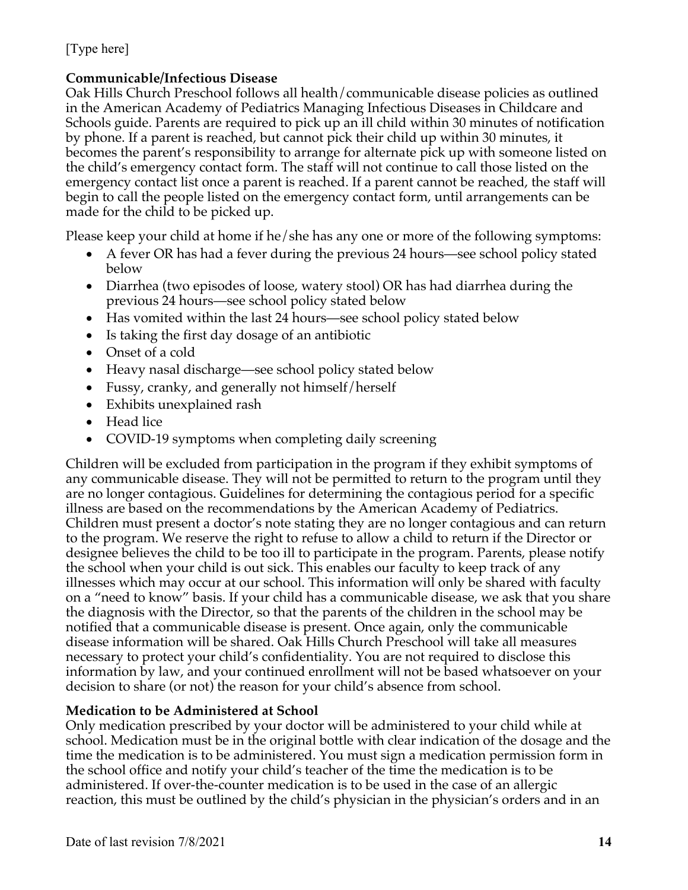**Communicable/Infectious Disease**

Oak Hills Church Preschool follows all health/communicable disease policies as outlined in the American Academy of Pediatrics Managing Infectious Diseases in Childcare and Schools guide. Parents are required to pick up an ill child within 30 minutes of notification by phone. If a parent is reached, but cannot pick their child up within 30 minutes, it becomes the parent's responsibility to arrange for alternate pick up with someone listed on the child's emergency contact form. The staff will not continue to call those listed on the emergency contact list once a parent is reached. If a parent cannot be reached, the staff will begin to call the people listed on the emergency contact form, until arrangements can be made for the child to be picked up.

Please keep your child at home if he/she has any one or more of the following symptoms:

- A fever OR has had a fever during the previous 24 hours—see school policy stated below
- Diarrhea (two episodes of loose, watery stool) OR has had diarrhea during the previous 24 hours—see school policy stated below
- Has vomited within the last 24 hours—see school policy stated below
- Is taking the first day dosage of an antibiotic
- Onset of a cold
- Heavy nasal discharge—see school policy stated below
- Fussy, cranky, and generally not himself/herself
- Exhibits unexplained rash
- Head lice
- COVID-19 symptoms when completing daily screening

Children will be excluded from participation in the program if they exhibit symptoms of any communicable disease. They will not be permitted to return to the program until they are no longer contagious. Guidelines for determining the contagious period for a specific illness are based on the recommendations by the American Academy of Pediatrics. Children must present a doctor's note stating they are no longer contagious and can return to the program. We reserve the right to refuse to allow a child to return if the Director or designee believes the child to be too ill to participate in the program. Parents, please notify the school when your child is out sick. This enables our faculty to keep track of any illnesses which may occur at our school. This information will only be shared with faculty on a "need to know" basis. If your child has a communicable disease, we ask that you share the diagnosis with the Director, so that the parents of the children in the school may be notified that a communicable disease is present. Once again, only the communicable disease information will be shared. Oak Hills Church Preschool will take all measures necessary to protect your child's confidentiality. You are not required to disclose this information by law, and your continued enrollment will not be based whatsoever on your decision to share (or not) the reason for your child's absence from school.

**Medication to be Administered at School**

Only medication prescribed by your doctor will be administered to your child while at school. Medication must be in the original bottle with clear indication of the dosage and the time the medication is to be administered. You must sign a medication permission form in the school office and notify your child's teacher of the time the medication is to be administered. If over-the-counter medication is to be used in the case of an allergic reaction, this must be outlined by the child's physician in the physician's orders and in an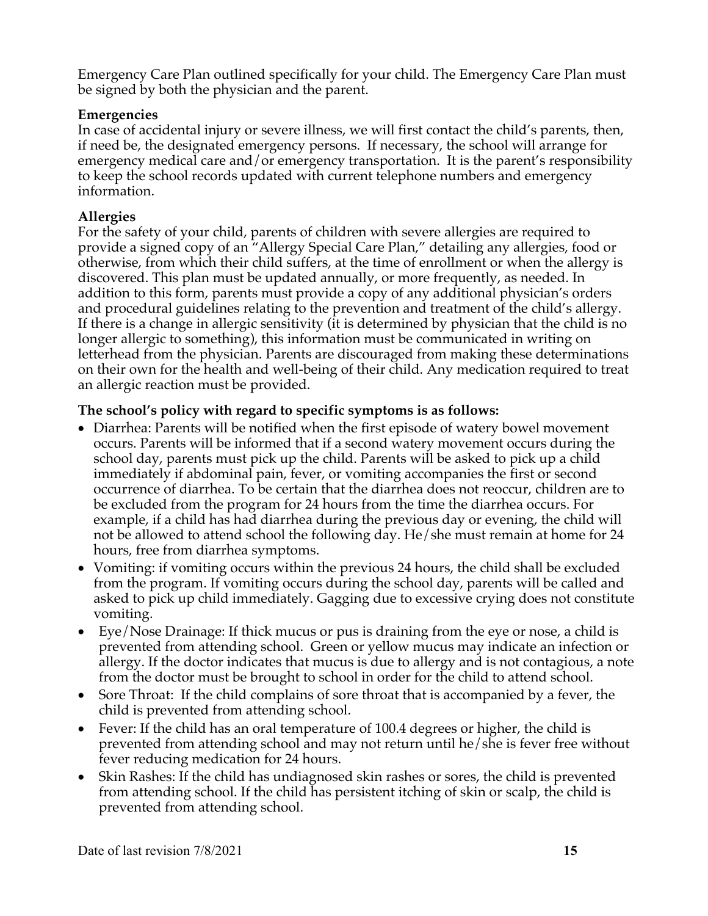Emergency Care Plan outlined specifically for your child. The Emergency Care Plan must be signed by both the physician and the parent.

**Emergencies**

In case of accidental injury or severe illness, we will first contact the child's parents, then, if need be, the designated emergency persons. If necessary, the school will arrange for emergency medical care and/or emergency transportation. It is the parent's responsibility to keep the school records updated with current telephone numbers and emergency information.

**Allergies**

For the safety of your child, parents of children with severe allergies are required to provide a signed copy of an "Allergy Special Care Plan," detailing any allergies, food or otherwise, from which their child suffers, at the time of enrollment or when the allergy is discovered. This plan must be updated annually, or more frequently, as needed. In addition to this form, parents must provide a copy of any additional physician's orders and procedural guidelines relating to the prevention and treatment of the child's allergy. If there is a change in allergic sensitivity (it is determined by physician that the child is no longer allergic to something), this information must be communicated in writing on letterhead from the physician. Parents are discouraged from making these determinations on their own for the health and well-being of their child. Any medication required to treat an allergic reaction must be provided.

**The school's policy with regard to specific symptoms is as follows:**

- Diarrhea: Parents will be notified when the first episode of watery bowel movement occurs. Parents will be informed that if a second watery movement occurs during the school day, parents must pick up the child. Parents will be asked to pick up a child immediately if abdominal pain, fever, or vomiting accompanies the first or second occurrence of diarrhea. To be certain that the diarrhea does not reoccur, children are to be excluded from the program for 24 hours from the time the diarrhea occurs. For example, if a child has had diarrhea during the previous day or evening, the child will not be allowed to attend school the following day. He/she must remain at home for 24 hours, free from diarrhea symptoms.
- Vomiting: if vomiting occurs within the previous 24 hours, the child shall be excluded from the program. If vomiting occurs during the school day, parents will be called and asked to pick up child immediately. Gagging due to excessive crying does not constitute vomiting.
- Eye/Nose Drainage: If thick mucus or pus is draining from the eye or nose, a child is prevented from attending school. Green or yellow mucus may indicate an infection or allergy. If the doctor indicates that mucus is due to allergy and is not contagious, a note from the doctor must be brought to school in order for the child to attend school.
- Sore Throat: If the child complains of sore throat that is accompanied by a fever, the child is prevented from attending school.
- Fever: If the child has an oral temperature of 100.4 degrees or higher, the child is prevented from attending school and may not return until he/she is fever free without fever reducing medication for 24 hours.
- Skin Rashes: If the child has undiagnosed skin rashes or sores, the child is prevented from attending school. If the child has persistent itching of skin or scalp, the child is prevented from attending school.

Date of last revision 7/8/2021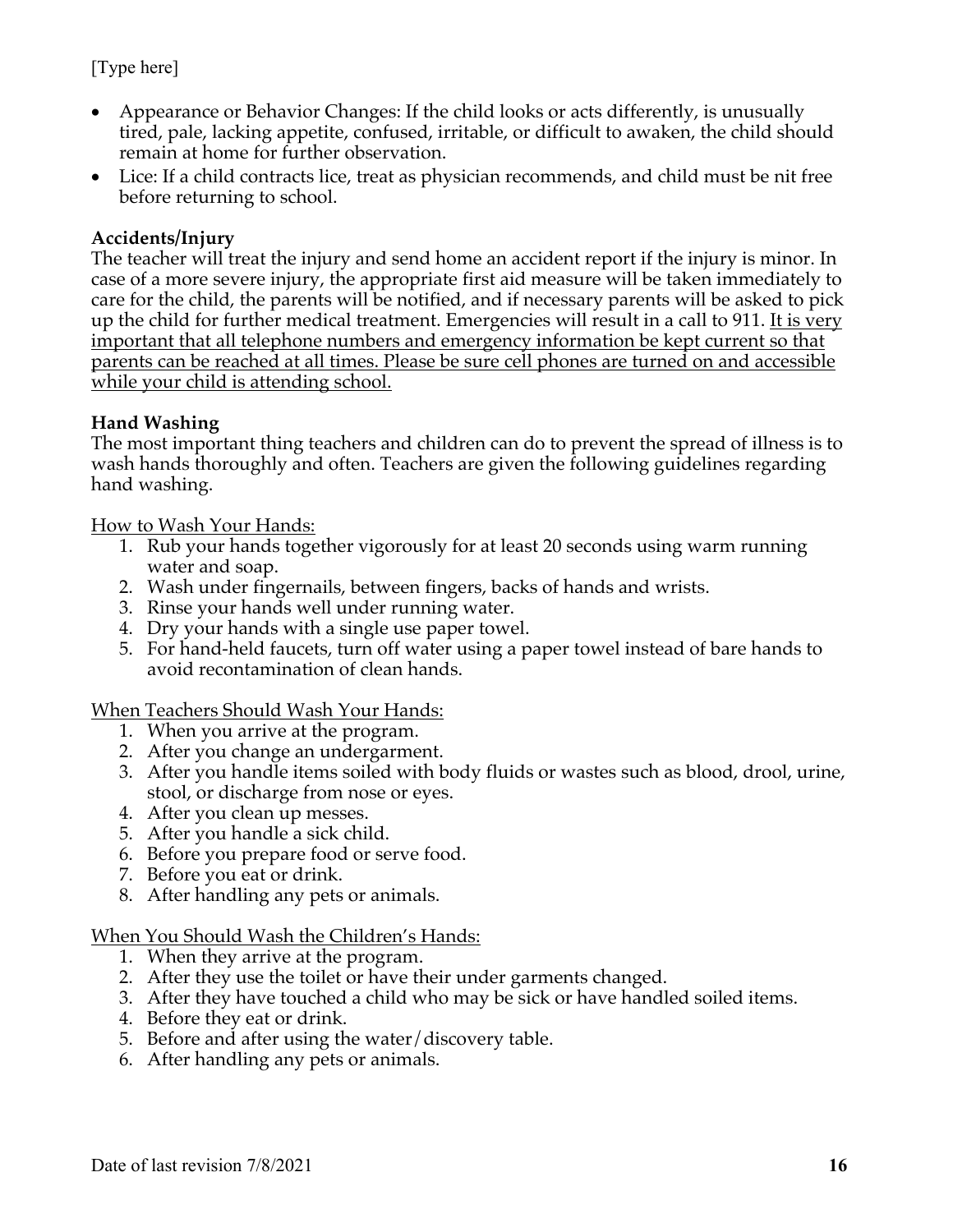- Appearance or Behavior Changes: If the child looks or acts differently, is unusually tired, pale, lacking appetite, confused, irritable, or difficult to awaken, the child should remain at home for further observation.
- Lice: If a child contracts lice, treat as physician recommends, and child must be nit free before returning to school.

**Accidents/Injury**

The teacher will treat the injury and send home an accident report if the injury is minor. In case of a more severe injury, the appropriate first aid measure will be taken immediately to care for the child, the parents will be notified, and if necessary parents will be asked to pick up the child for further medical treatment. Emergencies will result in a call to 911. <u>It is very important that all telephone numbers and emergency information be kept current so that parents can be reached at all times. Please be sure cell phones are turned on and accessible while your child is attending school.</u>

**Hand Washing**

The most important thing teachers and children can do to prevent the spread of illness is to wash hands thoroughly and often. Teachers are given the following guidelines regarding hand washing.

<u>How to Wash Your Hands:</u>

1. Rub your hands together vigorously for at least 20 seconds using warm running water and soap.
2. Wash under fingernails, between fingers, backs of hands and wrists.
3. Rinse your hands well under running water.
4. Dry your hands with a single use paper towel.
5. For hand-held faucets, turn off water using a paper towel instead of bare hands to avoid recontamination of clean hands.

<u>When Teachers Should Wash Your Hands:</u>

1. When you arrive at the program.
2. After you change an undergarment.
3. After you handle items soiled with body fluids or wastes such as blood, drool, urine, stool, or discharge from nose or eyes.
4. After you clean up messes.
5. After you handle a sick child.
6. Before you prepare food or serve food.
7. Before you eat or drink.
8. After handling any pets or animals.

<u>When You Should Wash the Children's Hands:</u>

1. When they arrive at the program.
2. After they use the toilet or have their under garments changed.
3. After they have touched a child who may be sick or have handled soiled items.
4. Before they eat or drink.
5. Before and after using the water/discovery table.
6. After handling any pets or animals.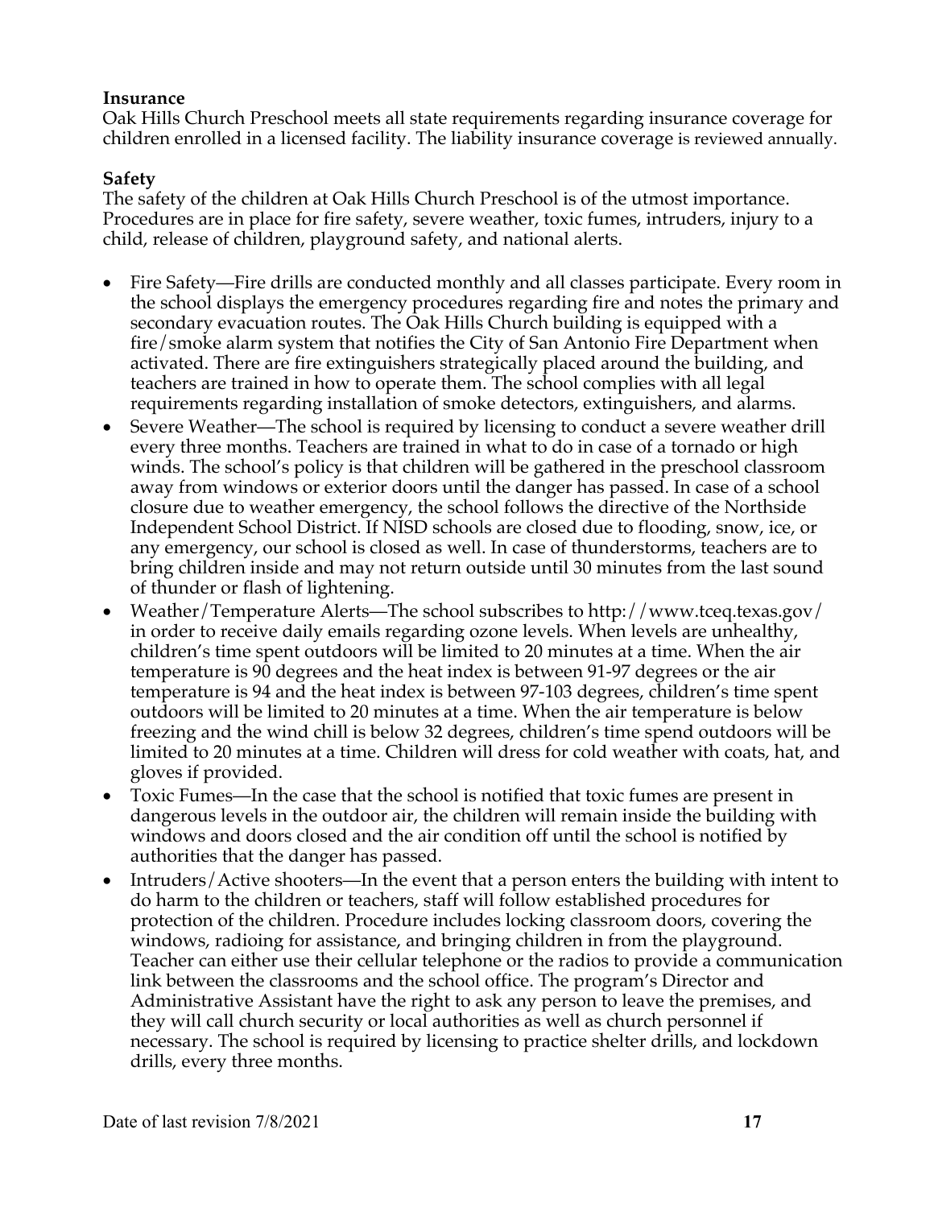**Insurance**

Oak Hills Church Preschool meets all state requirements regarding insurance coverage for children enrolled in a licensed facility. The liability insurance coverage is reviewed annually.

**Safety**

The safety of the children at Oak Hills Church Preschool is of the utmost importance. Procedures are in place for fire safety, severe weather, toxic fumes, intruders, injury to a child, release of children, playground safety, and national alerts.

- Fire Safety—Fire drills are conducted monthly and all classes participate. Every room in the school displays the emergency procedures regarding fire and notes the primary and secondary evacuation routes. The Oak Hills Church building is equipped with a fire/smoke alarm system that notifies the City of San Antonio Fire Department when activated. There are fire extinguishers strategically placed around the building, and teachers are trained in how to operate them. The school complies with all legal requirements regarding installation of smoke detectors, extinguishers, and alarms.
- Severe Weather—The school is required by licensing to conduct a severe weather drill every three months. Teachers are trained in what to do in case of a tornado or high winds. The school's policy is that children will be gathered in the preschool classroom away from windows or exterior doors until the danger has passed. In case of a school closure due to weather emergency, the school follows the directive of the Northside Independent School District. If NISD schools are closed due to flooding, snow, ice, or any emergency, our school is closed as well. In case of thunderstorms, teachers are to bring children inside and may not return outside until 30 minutes from the last sound of thunder or flash of lightening.
- Weather/Temperature Alerts—The school subscribes to http://www.tceq.texas.gov/ in order to receive daily emails regarding ozone levels. When levels are unhealthy, children's time spent outdoors will be limited to 20 minutes at a time. When the air temperature is 90 degrees and the heat index is between 91-97 degrees or the air temperature is 94 and the heat index is between 97-103 degrees, children's time spent outdoors will be limited to 20 minutes at a time. When the air temperature is below freezing and the wind chill is below 32 degrees, children's time spend outdoors will be limited to 20 minutes at a time. Children will dress for cold weather with coats, hat, and gloves if provided.
- Toxic Fumes—In the case that the school is notified that toxic fumes are present in dangerous levels in the outdoor air, the children will remain inside the building with windows and doors closed and the air condition off until the school is notified by authorities that the danger has passed.
- Intruders/Active shooters—In the event that a person enters the building with intent to do harm to the children or teachers, staff will follow established procedures for protection of the children. Procedure includes locking classroom doors, covering the windows, radioing for assistance, and bringing children in from the playground. Teacher can either use their cellular telephone or the radios to provide a communication link between the classrooms and the school office. The program's Director and Administrative Assistant have the right to ask any person to leave the premises, and they will call church security or local authorities as well as church personnel if necessary. The school is required by licensing to practice shelter drills, and lockdown drills, every three months.

Date of last revision 7/8/2021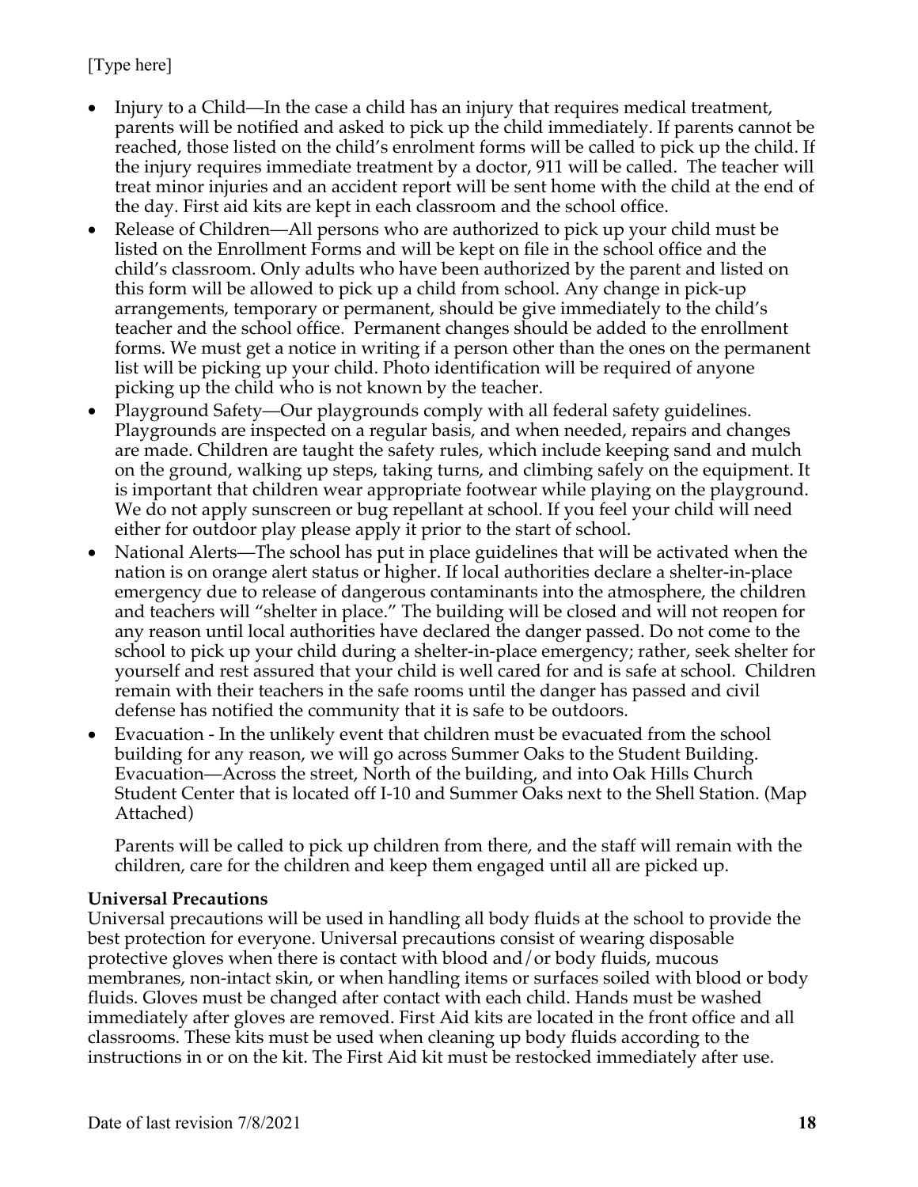- Injury to a Child—In the case a child has an injury that requires medical treatment, parents will be notified and asked to pick up the child immediately. If parents cannot be reached, those listed on the child's enrolment forms will be called to pick up the child. If the injury requires immediate treatment by a doctor, 911 will be called. The teacher will treat minor injuries and an accident report will be sent home with the child at the end of the day. First aid kits are kept in each classroom and the school office.
- Release of Children—All persons who are authorized to pick up your child must be listed on the Enrollment Forms and will be kept on file in the school office and the child's classroom. Only adults who have been authorized by the parent and listed on this form will be allowed to pick up a child from school. Any change in pick-up arrangements, temporary or permanent, should be give immediately to the child's teacher and the school office. Permanent changes should be added to the enrollment forms. We must get a notice in writing if a person other than the ones on the permanent list will be picking up your child. Photo identification will be required of anyone picking up the child who is not known by the teacher.
- Playground Safety—Our playgrounds comply with all federal safety guidelines. Playgrounds are inspected on a regular basis, and when needed, repairs and changes are made. Children are taught the safety rules, which include keeping sand and mulch on the ground, walking up steps, taking turns, and climbing safely on the equipment. It is important that children wear appropriate footwear while playing on the playground. We do not apply sunscreen or bug repellant at school. If you feel your child will need either for outdoor play please apply it prior to the start of school.
- National Alerts—The school has put in place guidelines that will be activated when the nation is on orange alert status or higher. If local authorities declare a shelter-in-place emergency due to release of dangerous contaminants into the atmosphere, the children and teachers will "shelter in place." The building will be closed and will not reopen for any reason until local authorities have declared the danger passed. Do not come to the school to pick up your child during a shelter-in-place emergency; rather, seek shelter for yourself and rest assured that your child is well cared for and is safe at school. Children remain with their teachers in the safe rooms until the danger has passed and civil defense has notified the community that it is safe to be outdoors.
- Evacuation - In the unlikely event that children must be evacuated from the school building for any reason, we will go across Summer Oaks to the Student Building. Evacuation—Across the street, North of the building, and into Oak Hills Church Student Center that is located off I-10 and Summer Oaks next to the Shell Station. (Map Attached)

  Parents will be called to pick up children from there, and the staff will remain with the children, care for the children and keep them engaged until all are picked up.

**Universal Precautions**

Universal precautions will be used in handling all body fluids at the school to provide the best protection for everyone. Universal precautions consist of wearing disposable protective gloves when there is contact with blood and/or body fluids, mucous membranes, non-intact skin, or when handling items or surfaces soiled with blood or body fluids. Gloves must be changed after contact with each child. Hands must be washed immediately after gloves are removed. First Aid kits are located in the front office and all classrooms. These kits must be used when cleaning up body fluids according to the instructions in or on the kit. The First Aid kit must be restocked immediately after use.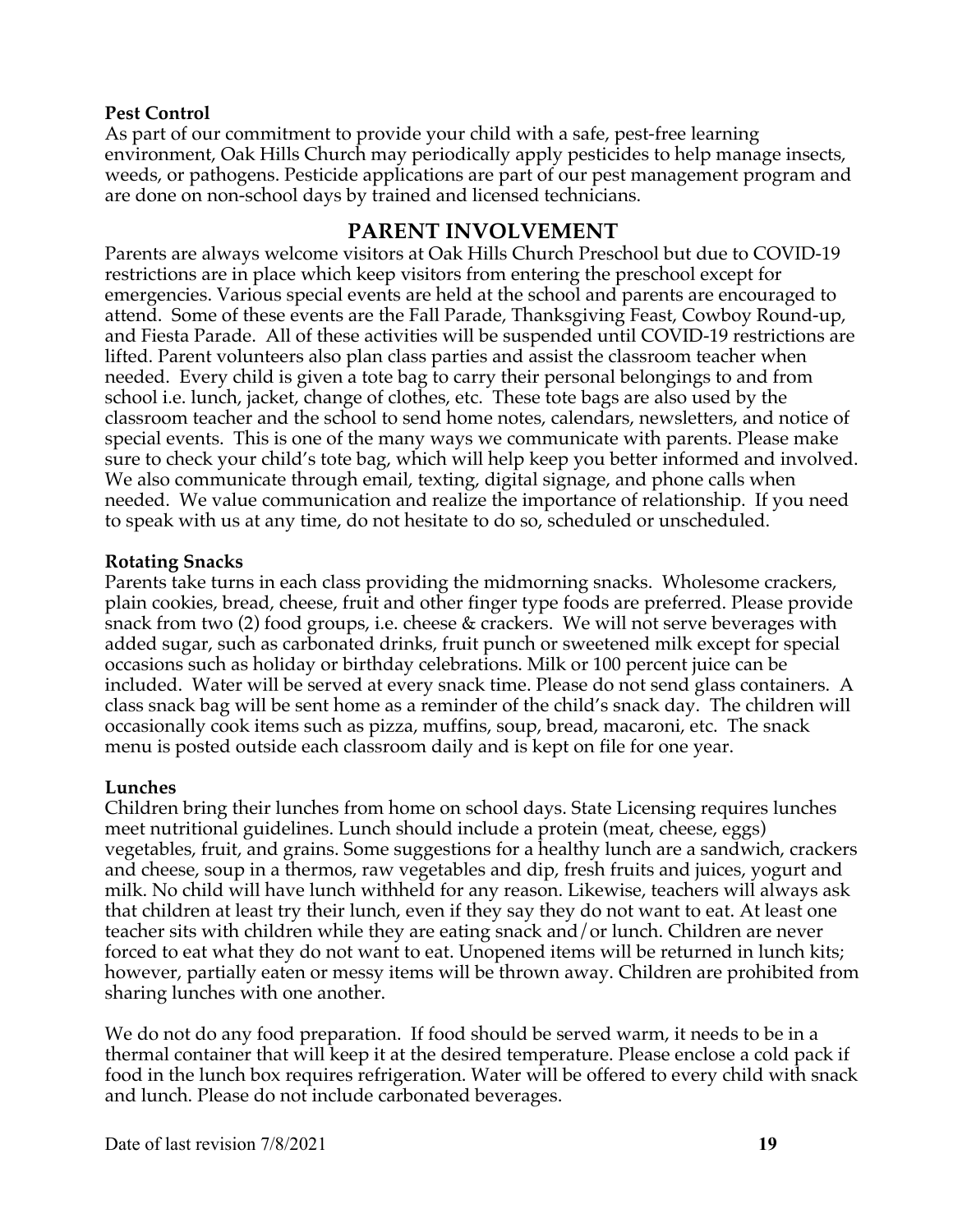**Pest Control**

As part of our commitment to provide your child with a safe, pest-free learning environment, Oak Hills Church may periodically apply pesticides to help manage insects, weeds, or pathogens. Pesticide applications are part of our pest management program and are done on non-school days by trained and licensed technicians.

## PARENT INVOLVEMENT

Parents are always welcome visitors at Oak Hills Church Preschool but due to COVID-19 restrictions are in place which keep visitors from entering the preschool except for emergencies. Various special events are held at the school and parents are encouraged to attend. Some of these events are the Fall Parade, Thanksgiving Feast, Cowboy Round-up, and Fiesta Parade. All of these activities will be suspended until COVID-19 restrictions are lifted. Parent volunteers also plan class parties and assist the classroom teacher when needed. Every child is given a tote bag to carry their personal belongings to and from school i.e. lunch, jacket, change of clothes, etc. These tote bags are also used by the classroom teacher and the school to send home notes, calendars, newsletters, and notice of special events. This is one of the many ways we communicate with parents. Please make sure to check your child's tote bag, which will help keep you better informed and involved. We also communicate through email, texting, digital signage, and phone calls when needed. We value communication and realize the importance of relationship. If you need to speak with us at any time, do not hesitate to do so, scheduled or unscheduled.

**Rotating Snacks**

Parents take turns in each class providing the midmorning snacks. Wholesome crackers, plain cookies, bread, cheese, fruit and other finger type foods are preferred. Please provide snack from two (2) food groups, i.e. cheese & crackers. We will not serve beverages with added sugar, such as carbonated drinks, fruit punch or sweetened milk except for special occasions such as holiday or birthday celebrations. Milk or 100 percent juice can be included. Water will be served at every snack time. Please do not send glass containers. A class snack bag will be sent home as a reminder of the child's snack day. The children will occasionally cook items such as pizza, muffins, soup, bread, macaroni, etc. The snack menu is posted outside each classroom daily and is kept on file for one year.

**Lunches**

Children bring their lunches from home on school days. State Licensing requires lunches meet nutritional guidelines. Lunch should include a protein (meat, cheese, eggs) vegetables, fruit, and grains. Some suggestions for a healthy lunch are a sandwich, crackers and cheese, soup in a thermos, raw vegetables and dip, fresh fruits and juices, yogurt and milk. No child will have lunch withheld for any reason. Likewise, teachers will always ask that children at least try their lunch, even if they say they do not want to eat. At least one teacher sits with children while they are eating snack and/or lunch. Children are never forced to eat what they do not want to eat. Unopened items will be returned in lunch kits; however, partially eaten or messy items will be thrown away. Children are prohibited from sharing lunches with one another.

We do not do any food preparation. If food should be served warm, it needs to be in a thermal container that will keep it at the desired temperature. Please enclose a cold pack if food in the lunch box requires refrigeration. Water will be offered to every child with snack and lunch. Please do not include carbonated beverages.

Date of last revision 7/8/2021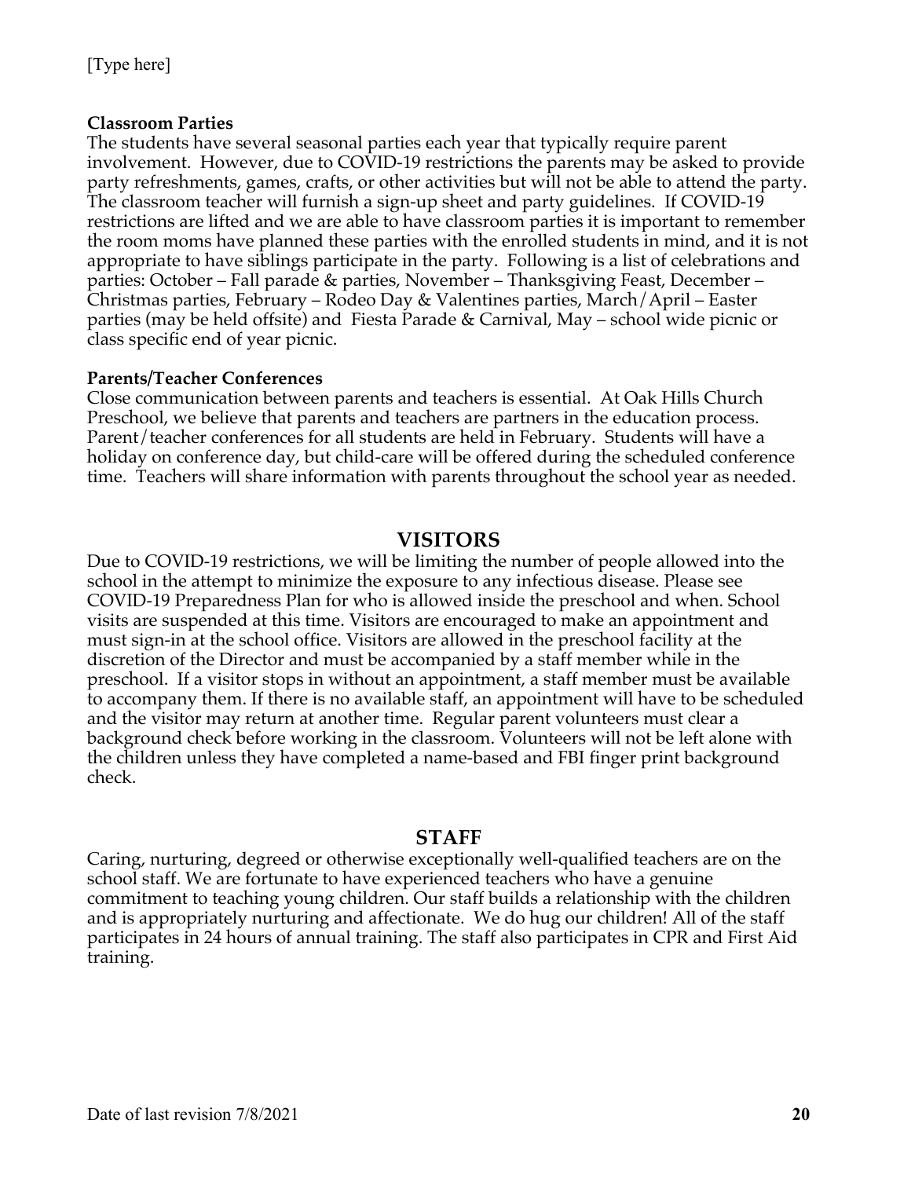**Classroom Parties**

The students have several seasonal parties each year that typically require parent involvement. However, due to COVID-19 restrictions the parents may be asked to provide party refreshments, games, crafts, or other activities but will not be able to attend the party. The classroom teacher will furnish a sign-up sheet and party guidelines. If COVID-19 restrictions are lifted and we are able to have classroom parties it is important to remember the room moms have planned these parties with the enrolled students in mind, and it is not appropriate to have siblings participate in the party. Following is a list of celebrations and parties: October – Fall parade & parties, November – Thanksgiving Feast, December – Christmas parties, February – Rodeo Day & Valentines parties, March/April – Easter parties (may be held offsite) and Fiesta Parade & Carnival, May – school wide picnic or class specific end of year picnic.

**Parents/Teacher Conferences**

Close communication between parents and teachers is essential. At Oak Hills Church Preschool, we believe that parents and teachers are partners in the education process. Parent/teacher conferences for all students are held in February. Students will have a holiday on conference day, but child-care will be offered during the scheduled conference time. Teachers will share information with parents throughout the school year as needed.

## VISITORS

Due to COVID-19 restrictions, we will be limiting the number of people allowed into the school in the attempt to minimize the exposure to any infectious disease. Please see COVID-19 Preparedness Plan for who is allowed inside the preschool and when. School visits are suspended at this time. Visitors are encouraged to make an appointment and must sign-in at the school office. Visitors are allowed in the preschool facility at the discretion of the Director and must be accompanied by a staff member while in the preschool. If a visitor stops in without an appointment, a staff member must be available to accompany them. If there is no available staff, an appointment will have to be scheduled and the visitor may return at another time. Regular parent volunteers must clear a background check before working in the classroom. Volunteers will not be left alone with the children unless they have completed a name-based and FBI finger print background check.

## STAFF

Caring, nurturing, degreed or otherwise exceptionally well-qualified teachers are on the school staff. We are fortunate to have experienced teachers who have a genuine commitment to teaching young children. Our staff builds a relationship with the children and is appropriately nurturing and affectionate. We do hug our children! All of the staff participates in 24 hours of annual training. The staff also participates in CPR and First Aid training.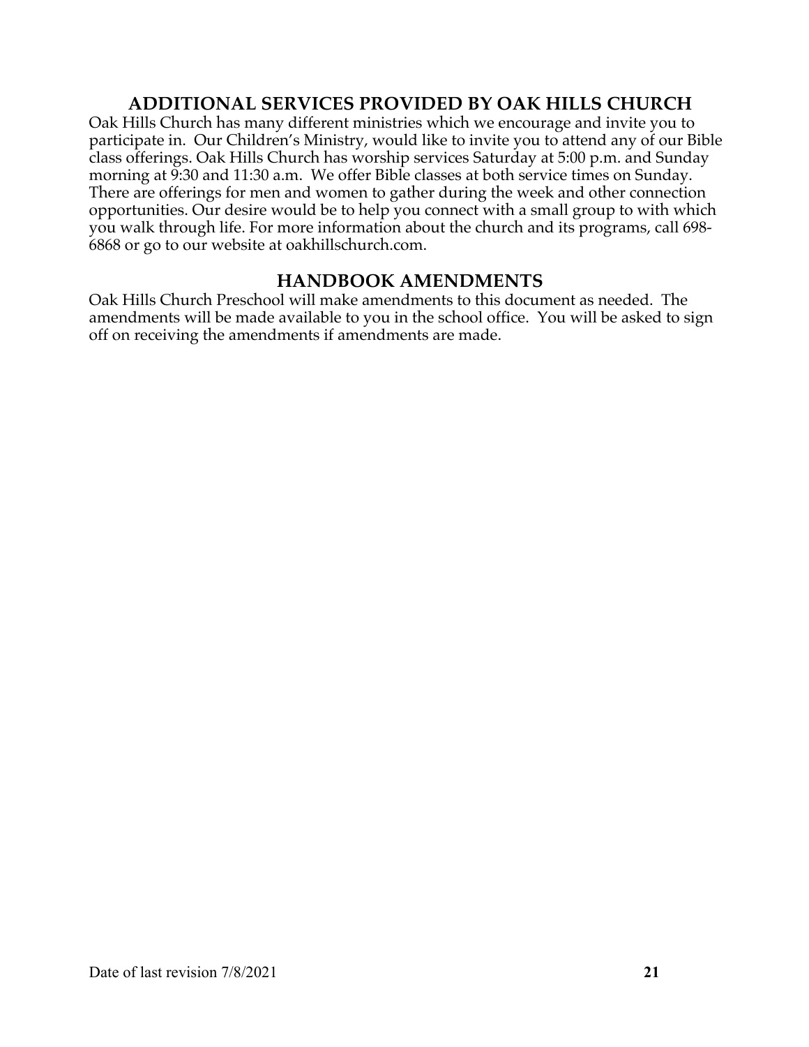## ADDITIONAL SERVICES PROVIDED BY OAK HILLS CHURCH

Oak Hills Church has many different ministries which we encourage and invite you to participate in. Our Children's Ministry, would like to invite you to attend any of our Bible class offerings. Oak Hills Church has worship services Saturday at 5:00 p.m. and Sunday morning at 9:30 and 11:30 a.m. We offer Bible classes at both service times on Sunday. There are offerings for men and women to gather during the week and other connection opportunities. Our desire would be to help you connect with a small group to with which you walk through life. For more information about the church and its programs, call 698-6868 or go to our website at oakhillschurch.com.

## HANDBOOK AMENDMENTS

Oak Hills Church Preschool will make amendments to this document as needed. The amendments will be made available to you in the school office. You will be asked to sign off on receiving the amendments if amendments are made.

Date of last revision 7/8/2021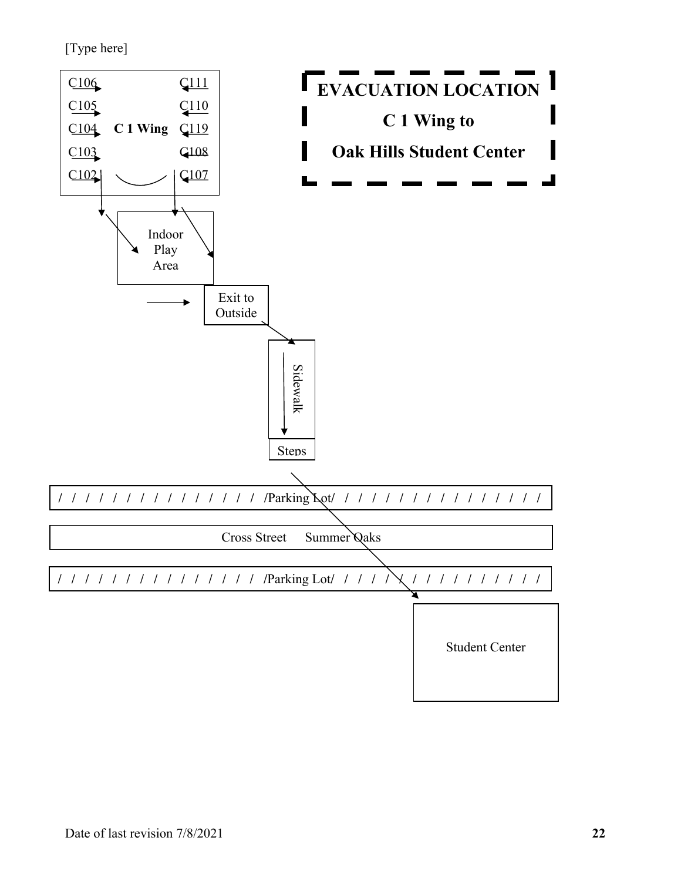[Type here]

# EVACUATION LOCATION

## C 1 Wing to

## Oak Hills Student Center

**C 1 Wing**

C106
C105
C104
C103
C102

C111
C110
C119
C108
C107

Indoor Play Area

Exit to Outside

Sidewalk

Steps

/ / / / / / / / / / / / / / / /Parking Lot/ / / / / / / / / / / / / / / / /

Cross Street Summer Oaks

/ / / / / / / / / / / / / / / /Parking Lot/ / / / / / / / / / / / / / / / /

Student Center

Date of last revision 7/8/2021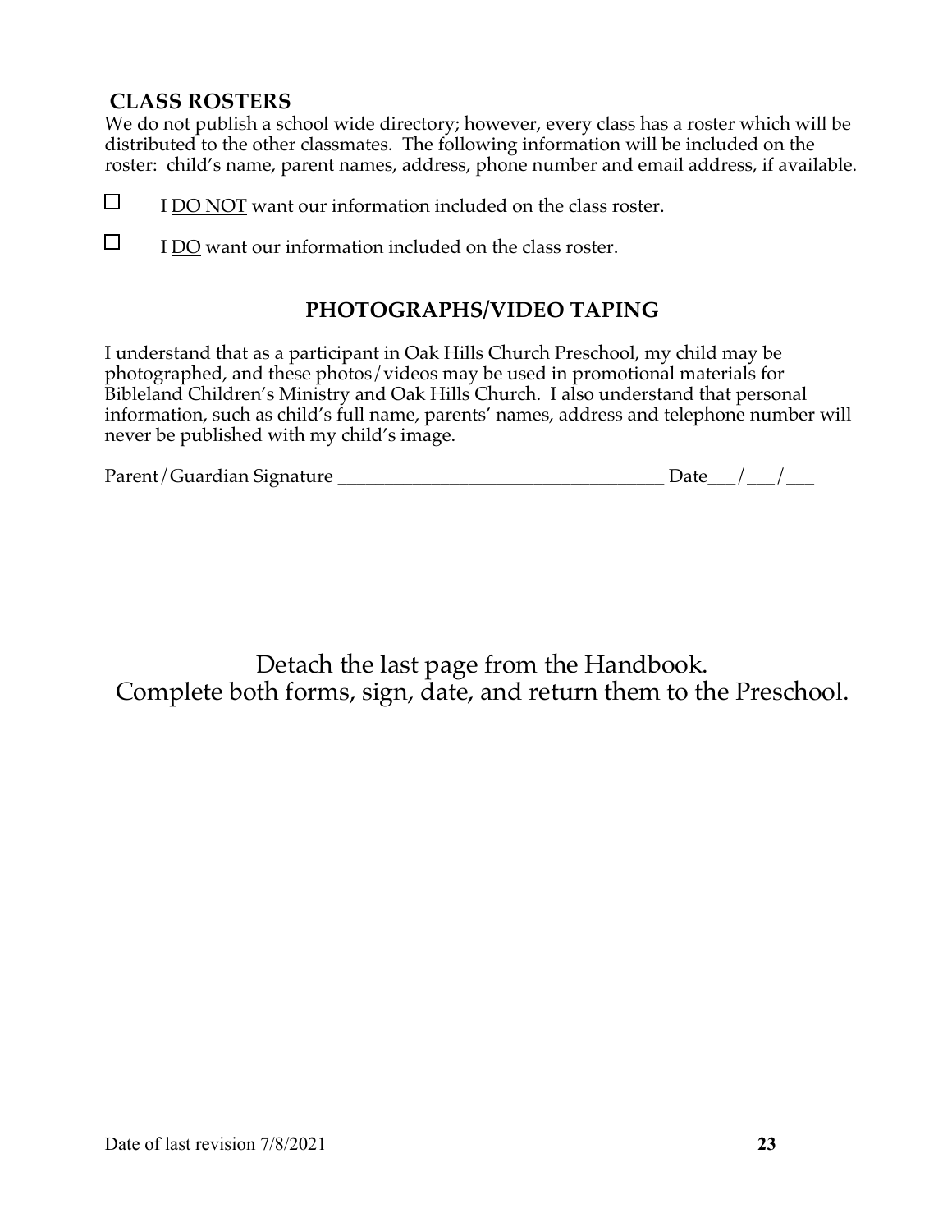## CLASS ROSTERS

We do not publish a school wide directory; however, every class has a roster which will be distributed to the other classmates. The following information will be included on the roster: child's name, parent names, address, phone number and email address, if available.

☐ I <u>DO NOT</u> want our information included on the class roster.

☐ I <u>DO</u> want our information included on the class roster.

## PHOTOGRAPHS/VIDEO TAPING

I understand that as a participant in Oak Hills Church Preschool, my child may be photographed, and these photos/videos may be used in promotional materials for Bibleland Children's Ministry and Oak Hills Church. I also understand that personal information, such as child's full name, parents' names, address and telephone number will never be published with my child's image.

Parent/Guardian Signature ___________________________________ Date___/___/___

Detach the last page from the Handbook.
Complete both forms, sign, date, and return them to the Preschool.

Date of last revision 7/8/2021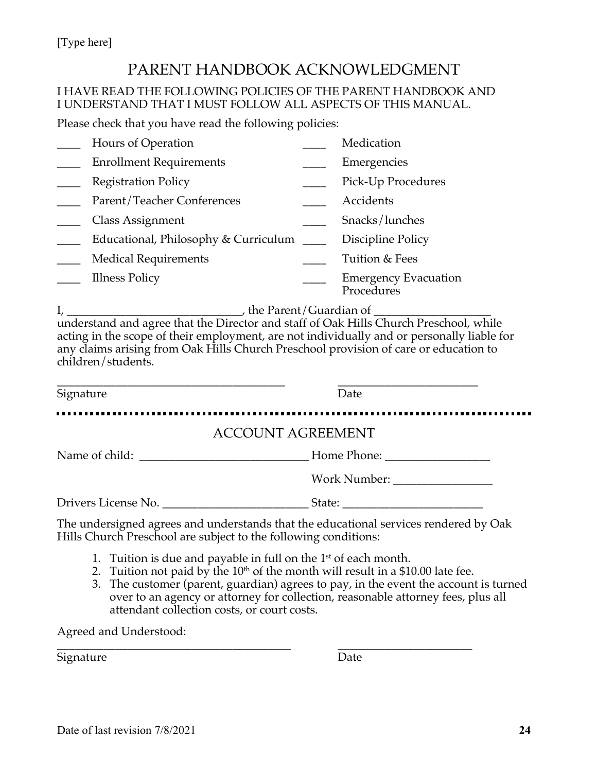# PARENT HANDBOOK ACKNOWLEDGMENT

I HAVE READ THE FOLLOWING POLICIES OF THE PARENT HANDBOOK AND I UNDERSTAND THAT I MUST FOLLOW ALL ASPECTS OF THIS MANUAL.

Please check that you have read the following policies:

| | | | |
|---|---|---|---|
| ____ | Hours of Operation | ____ | Medication |
| ____ | Enrollment Requirements | ____ | Emergencies |
| ____ | Registration Policy | ____ | Pick-Up Procedures |
| ____ | Parent/Teacher Conferences | ____ | Accidents |
| ____ | Class Assignment | ____ | Snacks/lunches |
| ____ | Educational, Philosophy & Curriculum | ____ | Discipline Policy |
| ____ | Medical Requirements | ____ | Tuition & Fees |
| ____ | Illness Policy | ____ | Emergency Evacuation Procedures |

I, ______________________________, the Parent/Guardian of ____________________ understand and agree that the Director and staff of Oak Hills Church Preschool, while acting in the scope of their employment, are not individually and or personally liable for any claims arising from Oak Hills Church Preschool provision of care or education to children/students.

_______________________________________ ________________________

Signature Date

---

## ACCOUNT AGREEMENT

Name of child: ____________________________ Home Phone: _________________

Work Number: ________________

Drivers License No. ________________________ State: _______________________

The undersigned agrees and understands that the educational services rendered by Oak Hills Church Preschool are subject to the following conditions:

1. Tuition is due and payable in full on the 1st of each month.
2. Tuition not paid by the 10th of the month will result in a $10.00 late fee.
3. The customer (parent, guardian) agrees to pay, in the event the account is turned over to an agency or attorney for collection, reasonable attorney fees, plus all attendant collection costs, or court costs.

Agreed and Understood:

________________________________________ _______________________

Signature Date

Date of last revision 7/8/2021